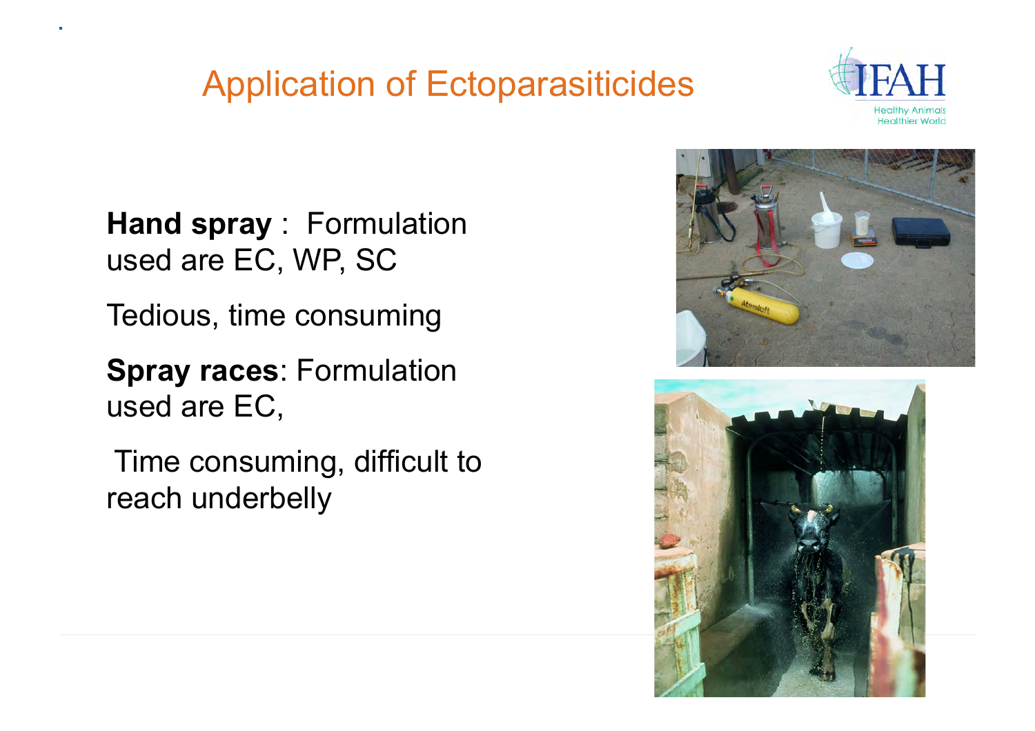# Application of Ectoparasiticides

**Hand spray** : Formulation used are EC, WP, SC

Tedious, time consuming

**Spray races**: Formulation used are EC,

Time consuming, difficult to reach underbelly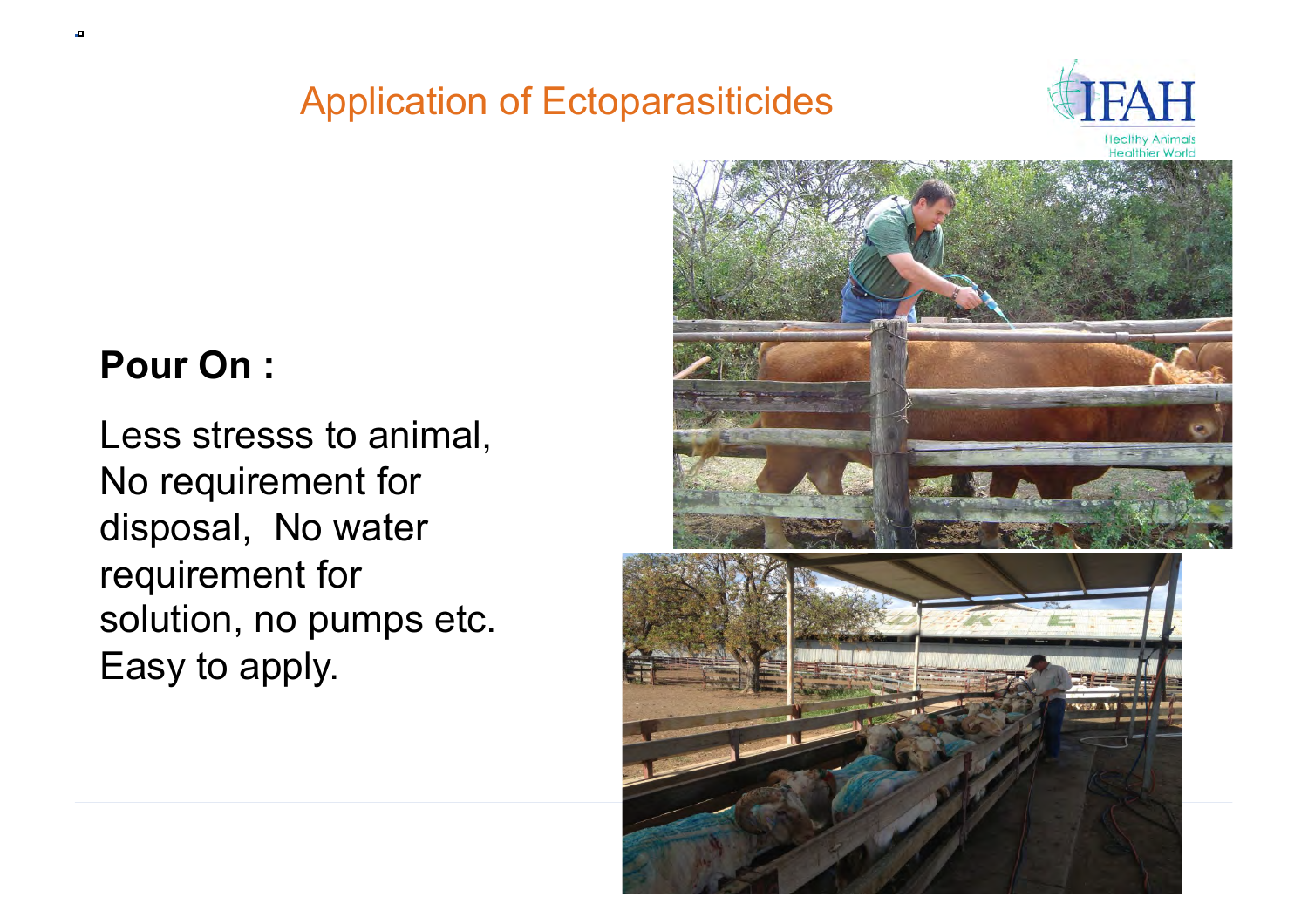# Application of Ectoparasiticides

**Pour On :**

Less stresss to animal, No requirement for disposal, No water requirement for solution, no pumps etc. Easy to apply.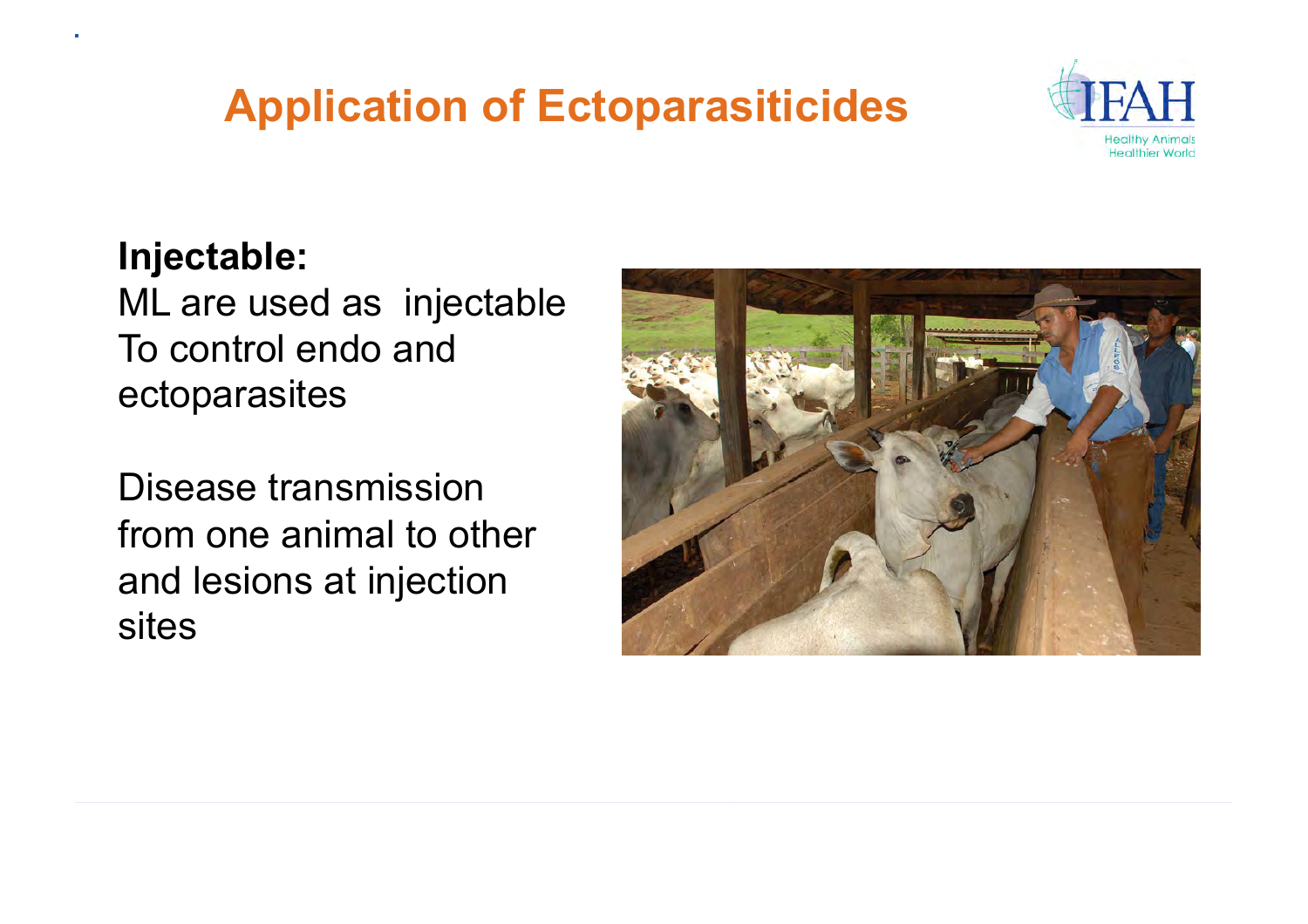# Application of Ectoparasiticides

**Injectable:**
ML are used as injectable
To control endo and ectoparasites

Disease transmission from one animal to other and lesions at injection sites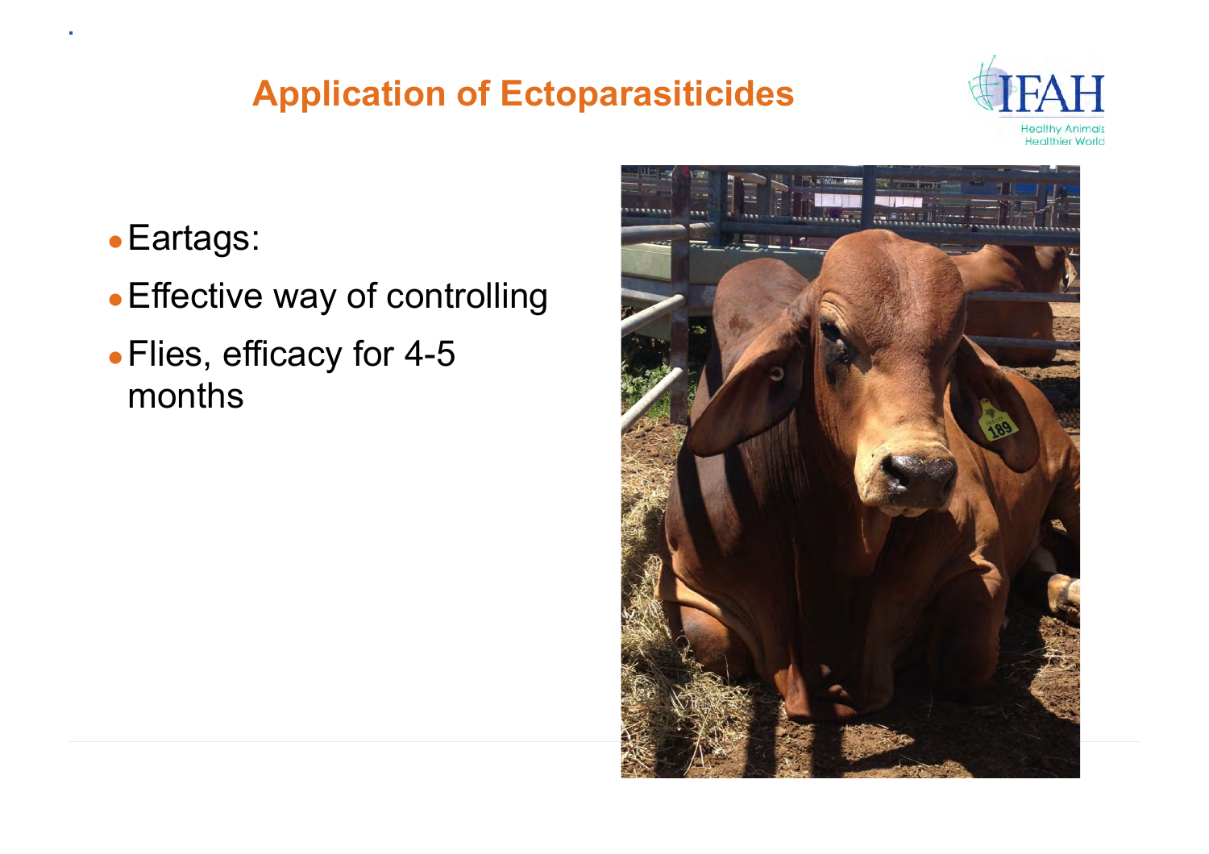# Application of Ectoparasiticides

- Eartags:
- Effective way of controlling
- Flies, efficacy for 4-5 months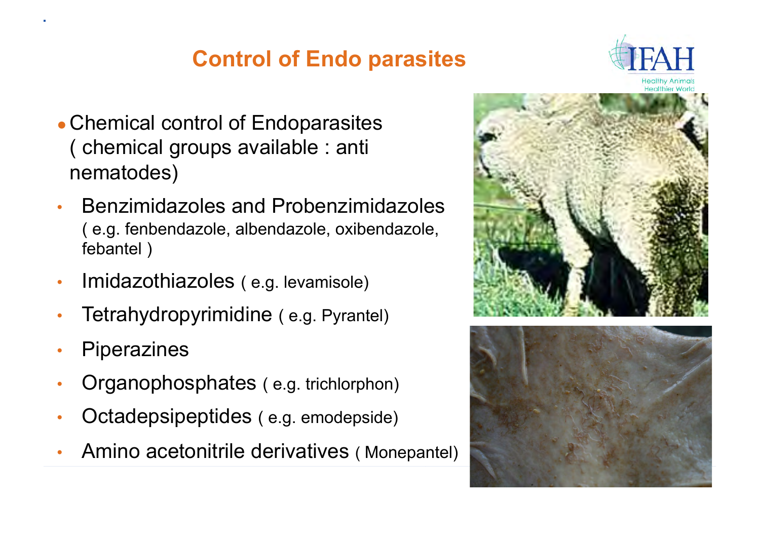# Control of Endo parasites

- Chemical control of Endoparasites ( chemical groups available : anti nematodes)
  - Benzimidazoles and Probenzimidazoles ( e.g. fenbendazole, albendazole, oxibendazole, febantel )
  - Imidazothiazoles ( e.g. levamisole)
  - Tetrahydropyrimidine ( e.g. Pyrantel)
  - Piperazines
  - Organophosphates ( e.g. trichlorphon)
  - Octadepsipeptides ( e.g. emodepside)
  - Amino acetonitrile derivatives ( Monepantel)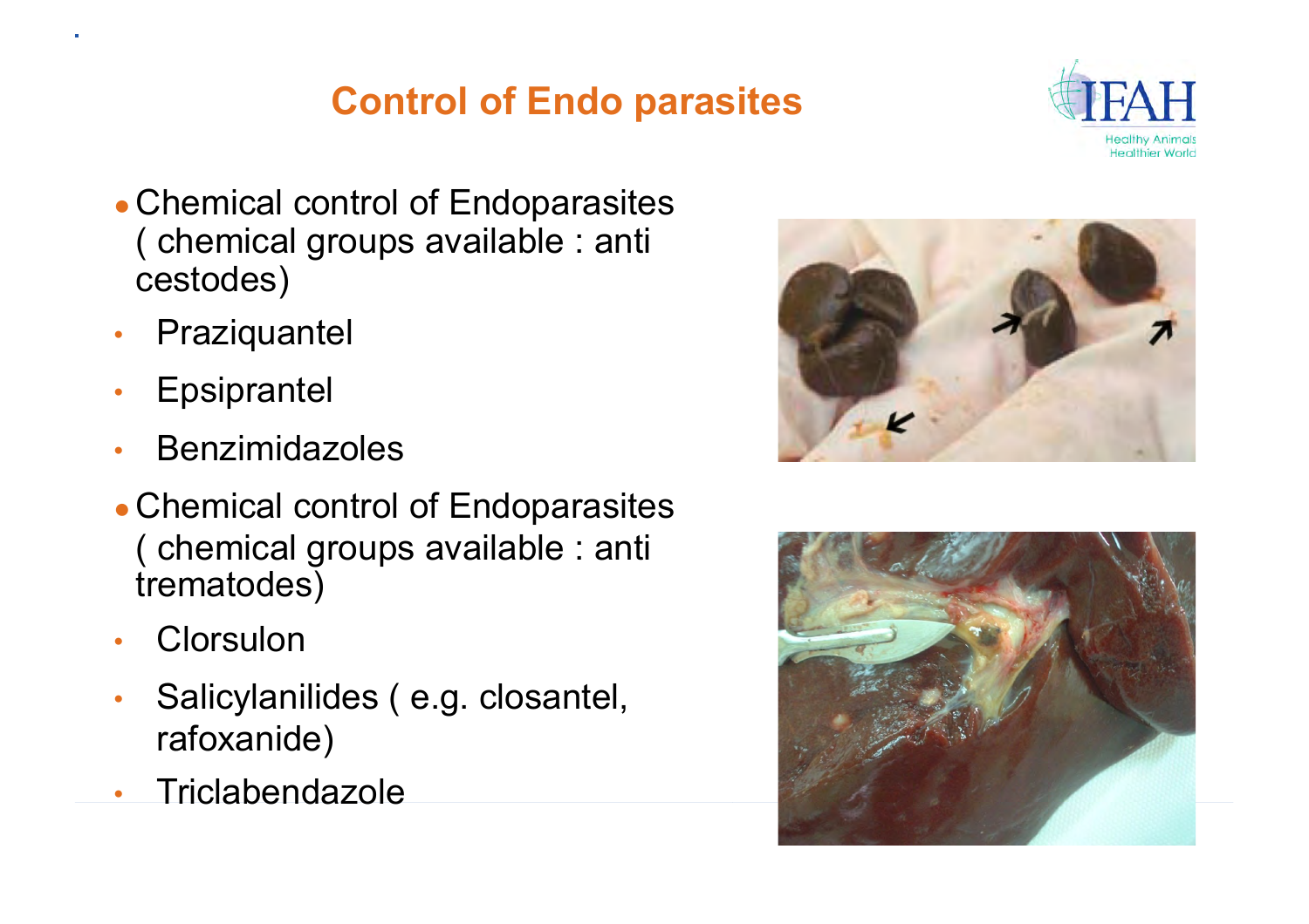# Control of Endo parasites

- Chemical control of Endoparasites ( chemical groups available : anti cestodes)
  - Praziquantel
  - Epsiprantel
  - Benzimidazoles
- Chemical control of Endoparasites ( chemical groups available : anti trematodes)
  - Clorsulon
  - Salicylanilides ( e.g. closantel, rafoxanide)
  - Triclabendazole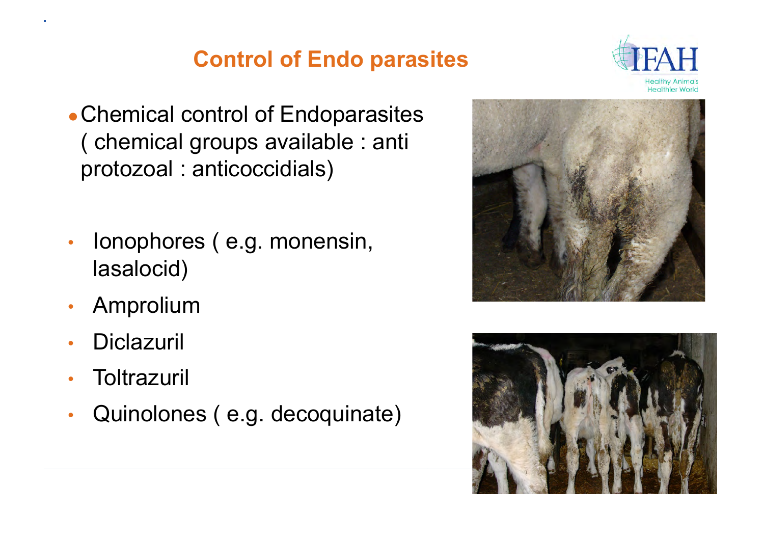# Control of Endo parasites

- Chemical control of Endoparasites ( chemical groups available : anti protozoal : anticoccidials)

- Ionophores ( e.g. monensin, lasalocid)
- Amprolium
- Diclazuril
- Toltrazuril
- Quinolones ( e.g. decoquinate)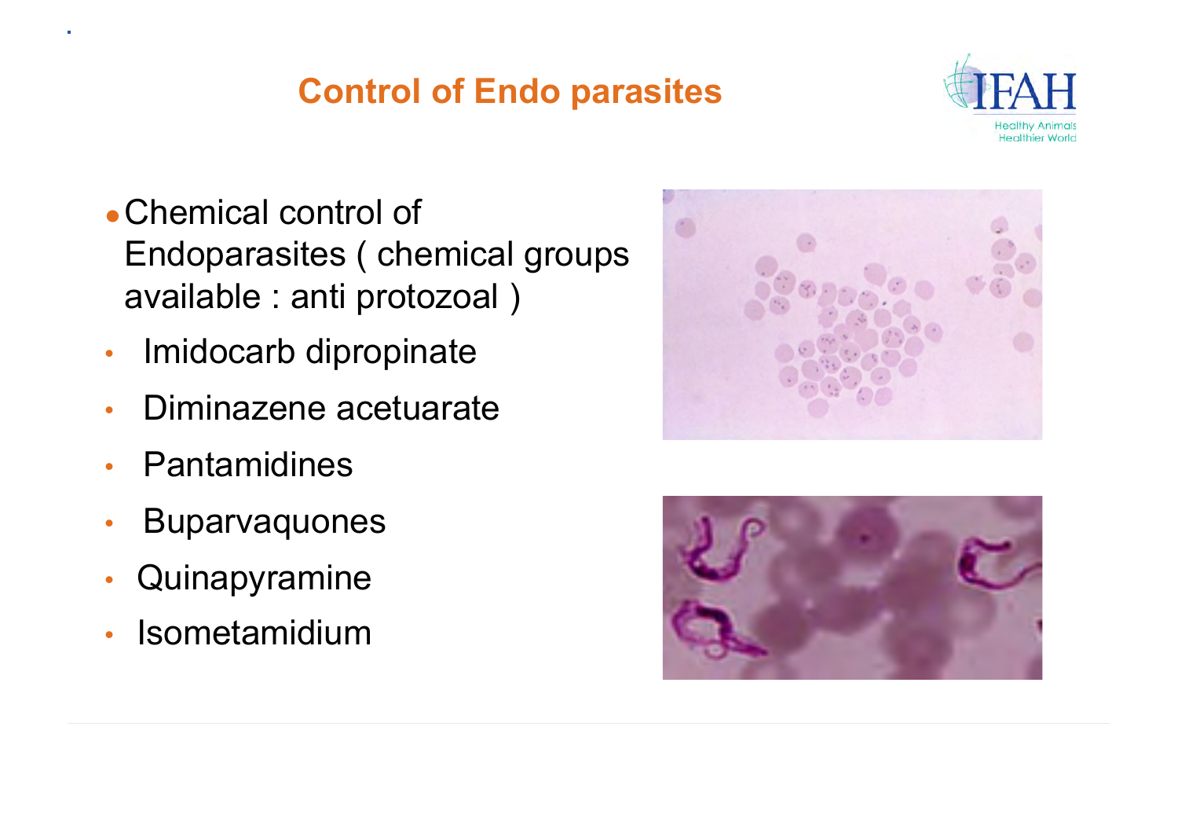# Control of Endo parasites

- Chemical control of Endoparasites ( chemical groups available : anti protozoal )
  - Imidocarb dipropinate
  - Diminazene acetuarate
  - Pantamidines
  - Buparvaquones
  - Quinapyramine
  - Isometamidium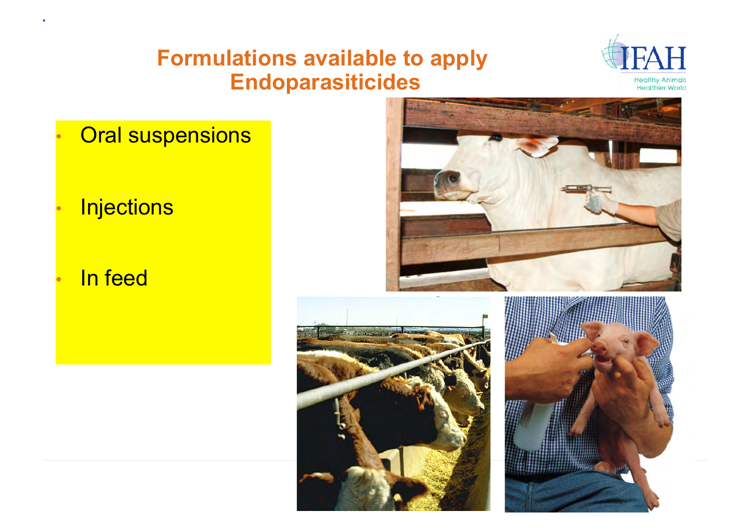# Formulations available to apply Endoparasiticides

- Oral suspensions
- Injections
- In feed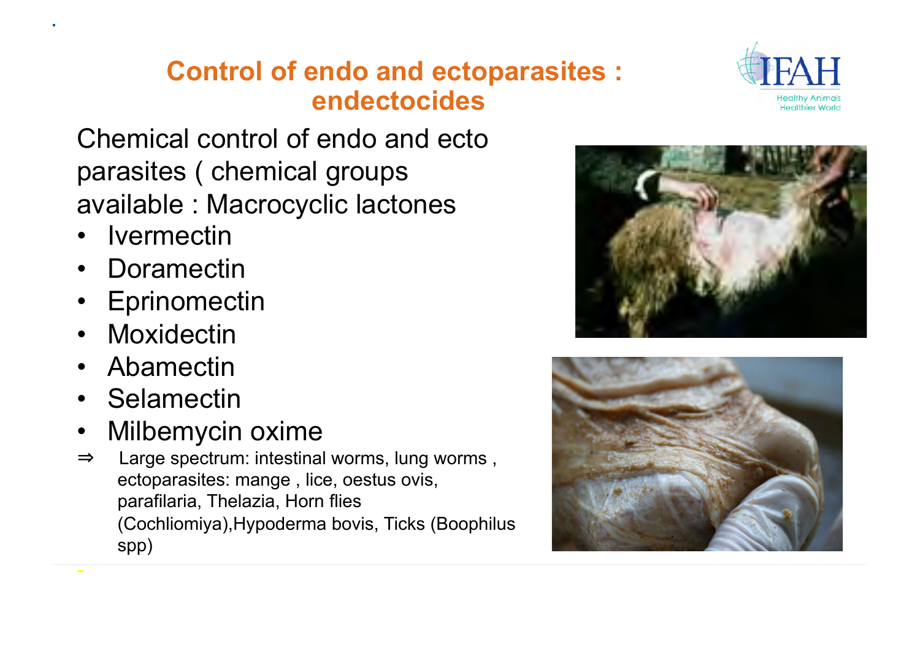# Control of endo and ectoparasites : endectocides

Chemical control of endo and ecto parasites ( chemical groups available : Macrocyclic lactones

- Ivermectin
- Doramectin
- Eprinomectin
- Moxidectin
- Abamectin
- Selamectin
- Milbemycin oxime

⇒ Large spectrum: intestinal worms, lung worms , ectoparasites: mange , lice, oestus ovis, parafilaria, Thelazia, Horn flies (Cochliomiya),Hypoderma bovis, Ticks (Boophilus spp)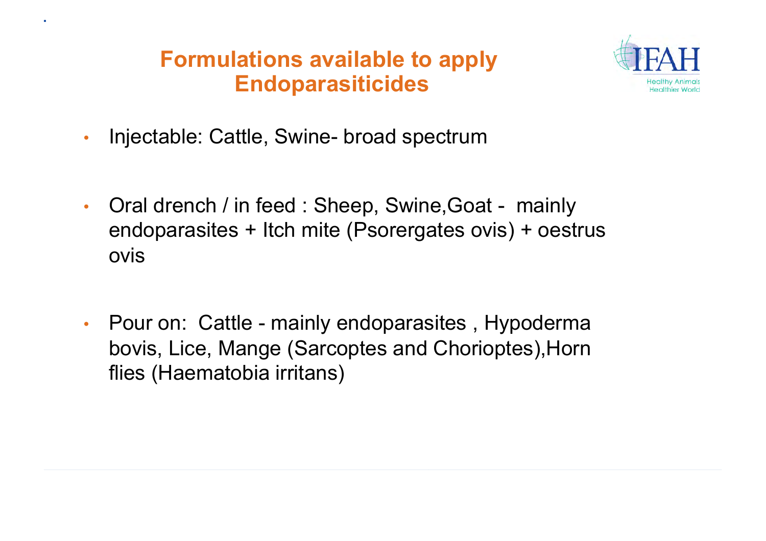# Formulations available to apply Endoparasiticides

- Injectable: Cattle, Swine- broad spectrum

- Oral drench / in feed : Sheep, Swine,Goat - mainly endoparasites + Itch mite (Psorergates ovis) + oestrus ovis

- Pour on: Cattle - mainly endoparasites , Hypoderma bovis, Lice, Mange (Sarcoptes and Chorioptes),Horn flies (Haematobia irritans)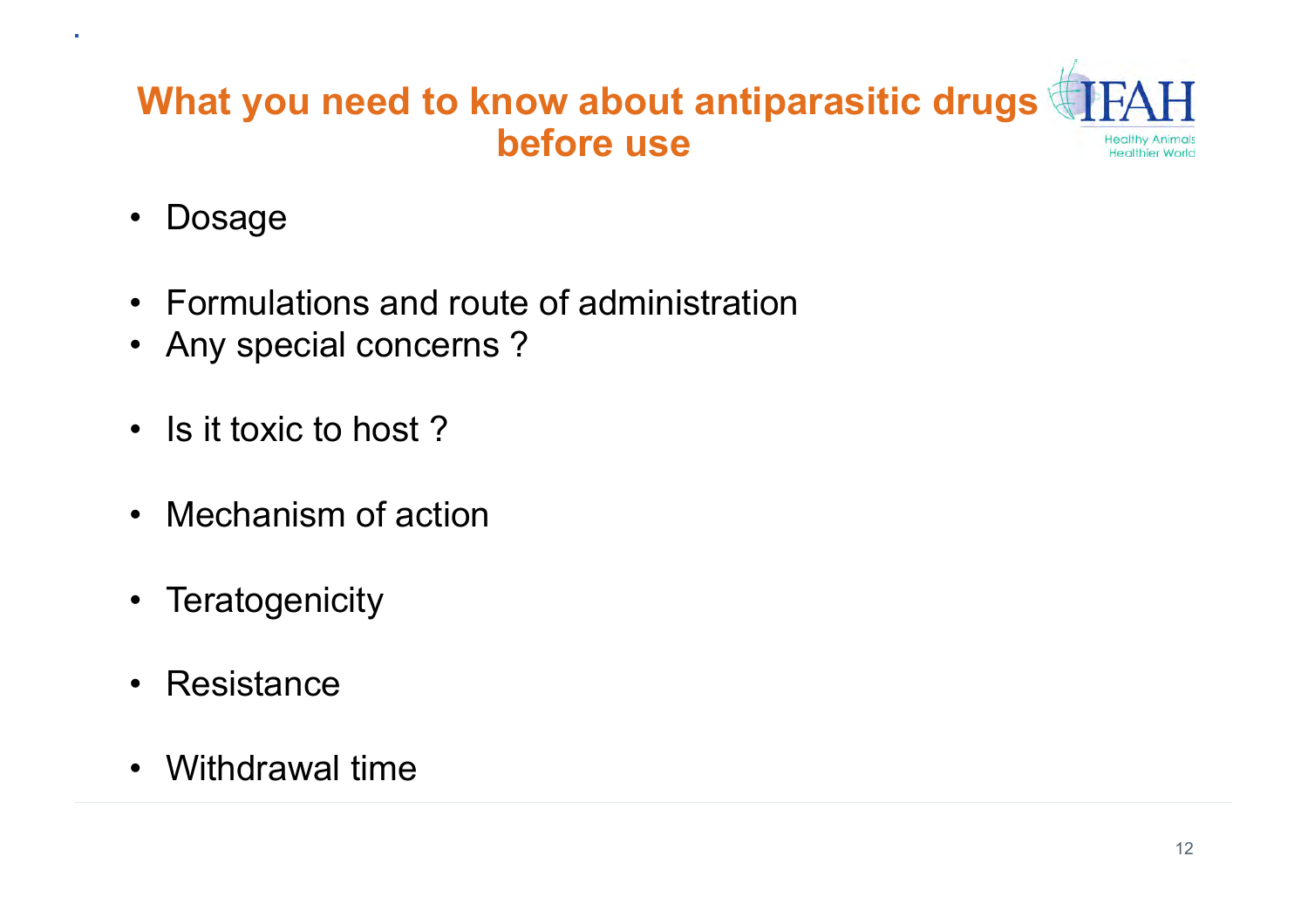# What you need to know about antiparasitic drugs before use

- Dosage
- Formulations and route of administration
- Any special concerns ?
- Is it toxic to host ?
- Mechanism of action
- Teratogenicity
- Resistance
- Withdrawal time